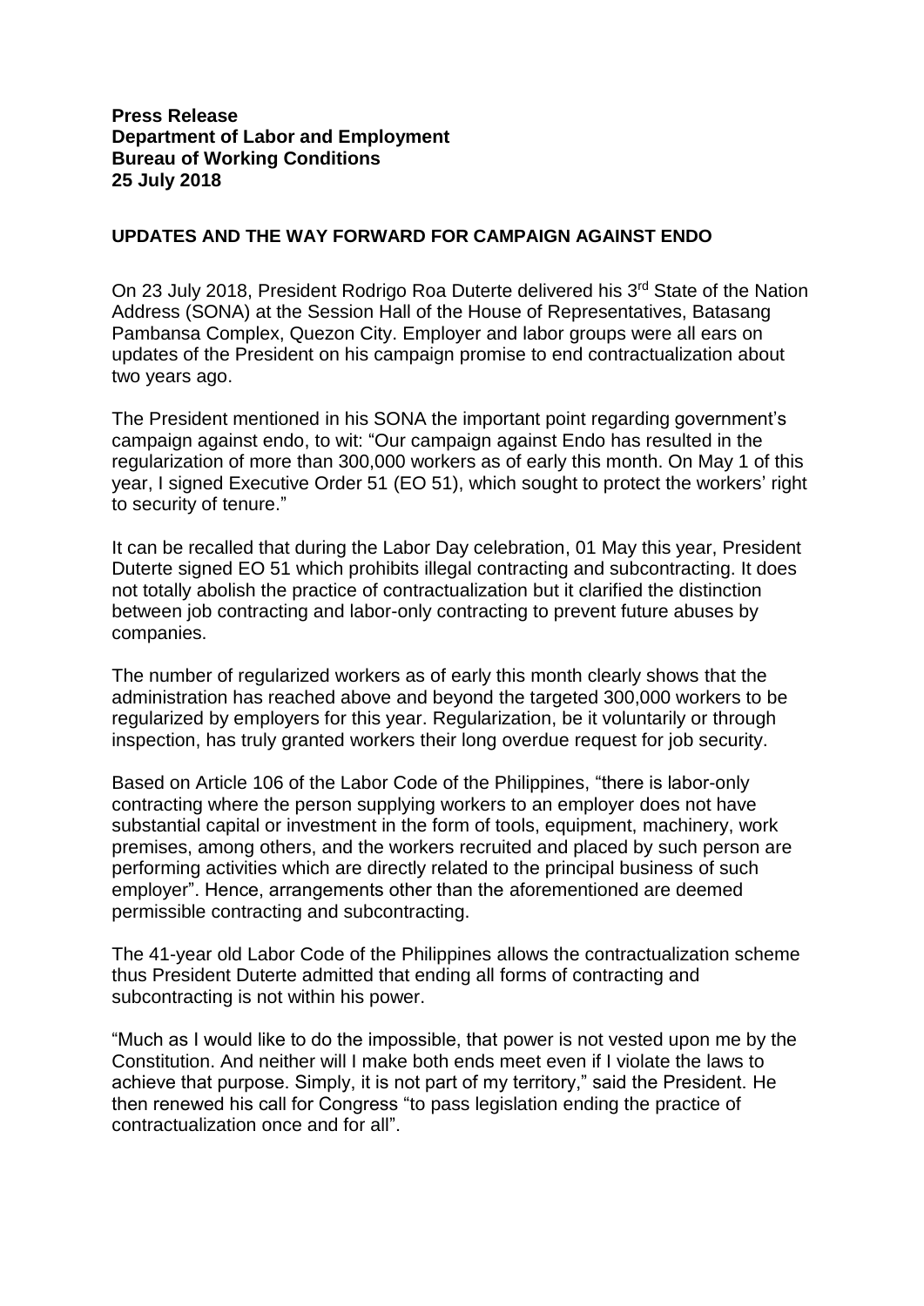**Press Release**
**Department of Labor and Employment**
**Bureau of Working Conditions**
**25 July 2018**

**UPDATES AND THE WAY FORWARD FOR CAMPAIGN AGAINST ENDO**

On 23 July 2018, President Rodrigo Roa Duterte delivered his 3rd State of the Nation Address (SONA) at the Session Hall of the House of Representatives, Batasang Pambansa Complex, Quezon City. Employer and labor groups were all ears on updates of the President on his campaign promise to end contractualization about two years ago.

The President mentioned in his SONA the important point regarding government's campaign against endo, to wit: "Our campaign against Endo has resulted in the regularization of more than 300,000 workers as of early this month. On May 1 of this year, I signed Executive Order 51 (EO 51), which sought to protect the workers' right to security of tenure."

It can be recalled that during the Labor Day celebration, 01 May this year, President Duterte signed EO 51 which prohibits illegal contracting and subcontracting. It does not totally abolish the practice of contractualization but it clarified the distinction between job contracting and labor-only contracting to prevent future abuses by companies.

The number of regularized workers as of early this month clearly shows that the administration has reached above and beyond the targeted 300,000 workers to be regularized by employers for this year. Regularization, be it voluntarily or through inspection, has truly granted workers their long overdue request for job security.

Based on Article 106 of the Labor Code of the Philippines, "there is labor-only contracting where the person supplying workers to an employer does not have substantial capital or investment in the form of tools, equipment, machinery, work premises, among others, and the workers recruited and placed by such person are performing activities which are directly related to the principal business of such employer". Hence, arrangements other than the aforementioned are deemed permissible contracting and subcontracting.

The 41-year old Labor Code of the Philippines allows the contractualization scheme thus President Duterte admitted that ending all forms of contracting and subcontracting is not within his power.

"Much as I would like to do the impossible, that power is not vested upon me by the Constitution. And neither will I make both ends meet even if I violate the laws to achieve that purpose. Simply, it is not part of my territory," said the President. He then renewed his call for Congress "to pass legislation ending the practice of contractualization once and for all".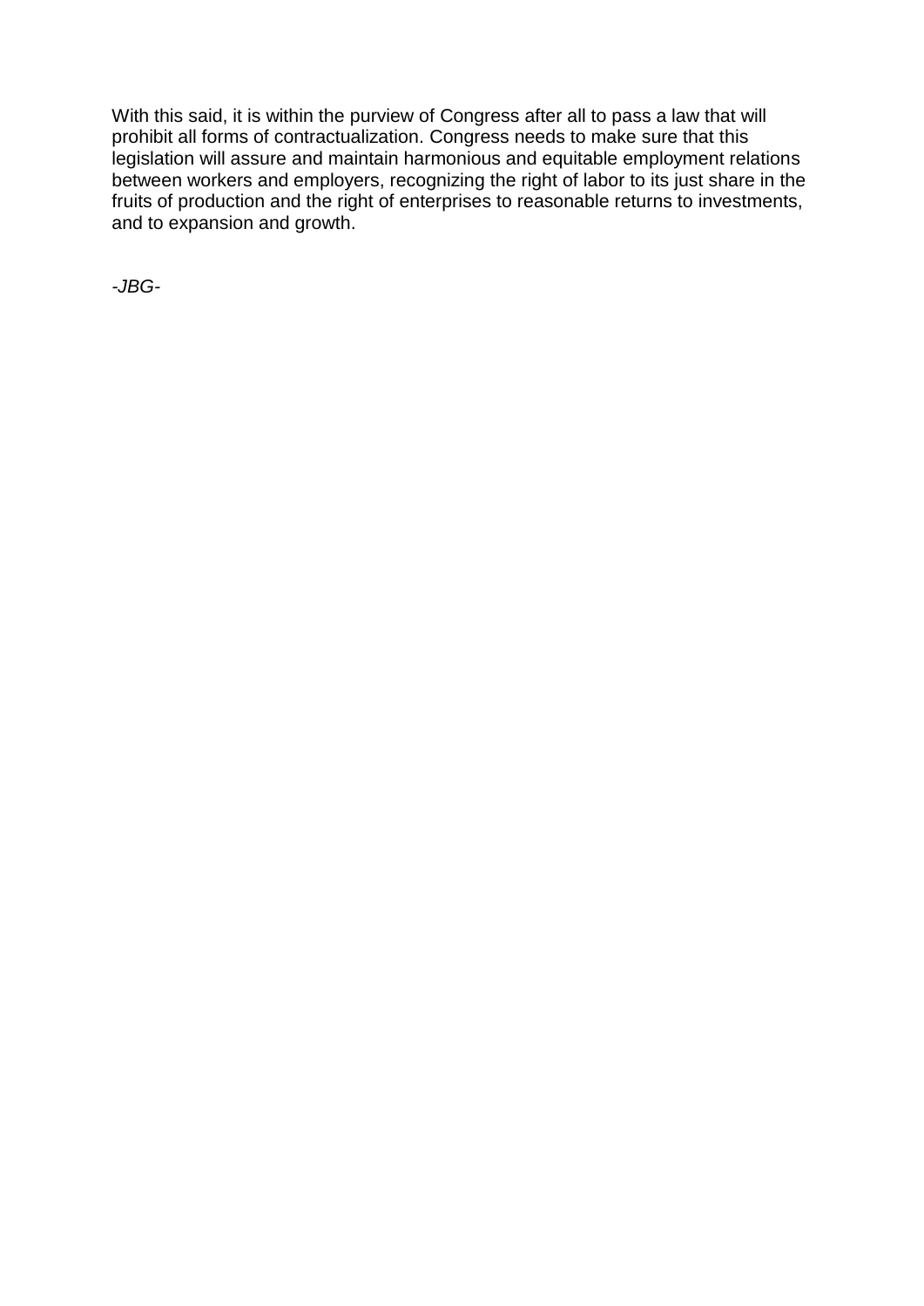With this said, it is within the purview of Congress after all to pass a law that will prohibit all forms of contractualization. Congress needs to make sure that this legislation will assure and maintain harmonious and equitable employment relations between workers and employers, recognizing the right of labor to its just share in the fruits of production and the right of enterprises to reasonable returns to investments, and to expansion and growth.

*-JBG-*